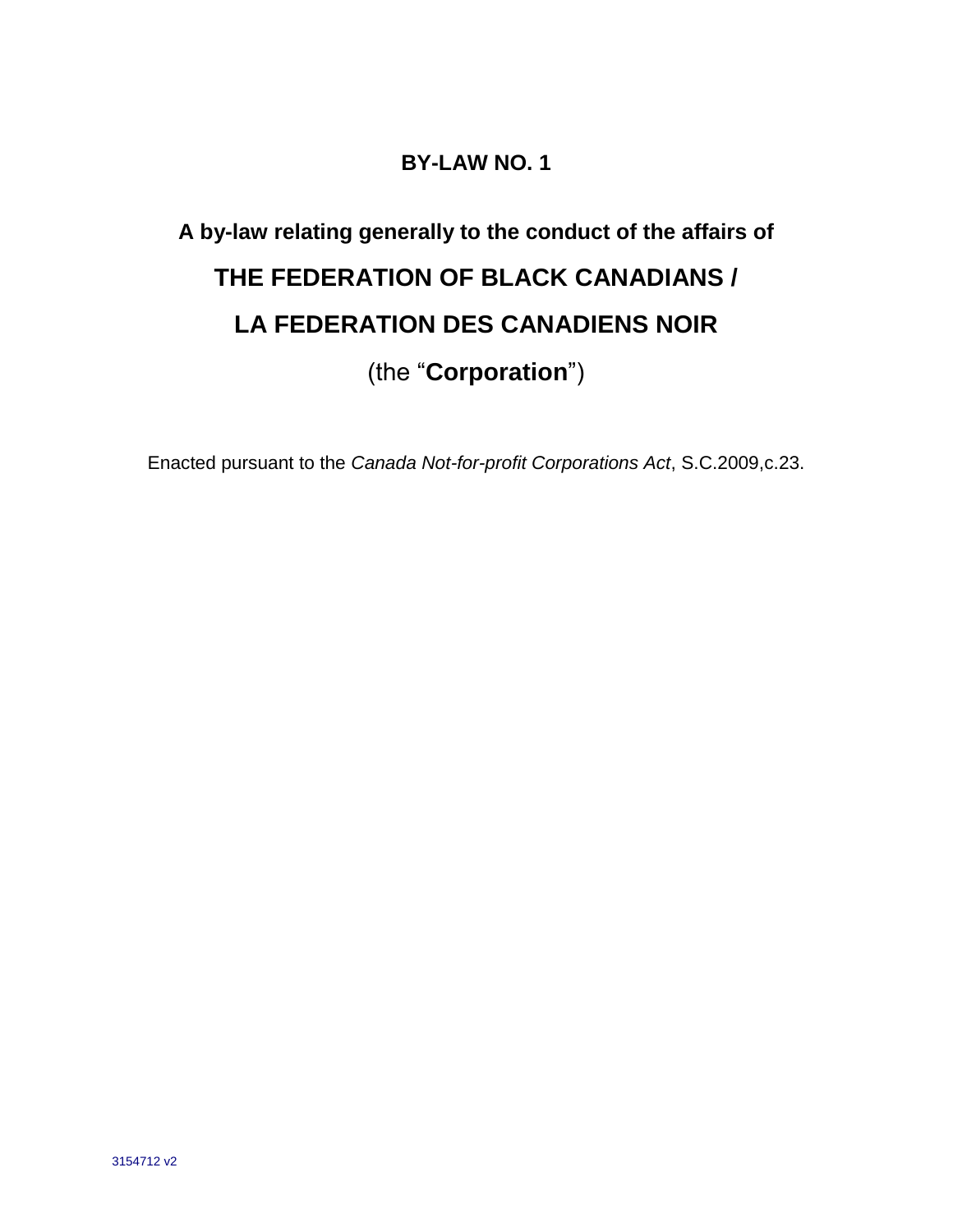# BY-LAW NO. 1

## A by-law relating generally to the conduct of the affairs of

# THE FEDERATION OF BLACK CANADIANS /

# LA FEDERATION DES CANADIENS NOIR

(the “**Corporation**”)

Enacted pursuant to the *Canada Not-for-profit Corporations Act*, S.C.2009,c.23.

3154712 v2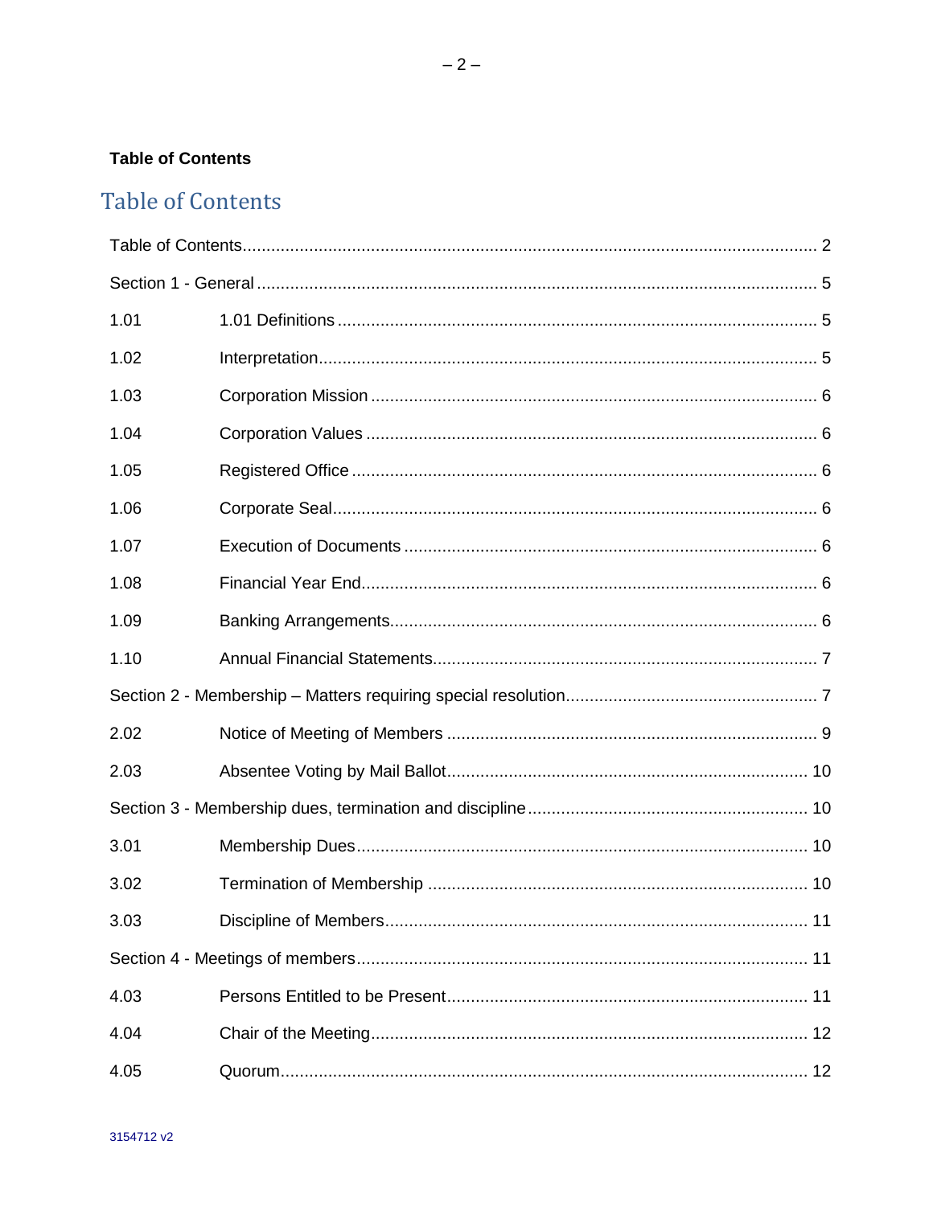**Table of Contents**

# Table of Contents

| | | |
|---|---|---|
| Table of Contents | | 2 |
| Section 1 - General | | 5 |
| 1.01 | 1.01 Definitions | 5 |
| 1.02 | Interpretation | 5 |
| 1.03 | Corporation Mission | 6 |
| 1.04 | Corporation Values | 6 |
| 1.05 | Registered Office | 6 |
| 1.06 | Corporate Seal | 6 |
| 1.07 | Execution of Documents | 6 |
| 1.08 | Financial Year End | 6 |
| 1.09 | Banking Arrangements | 6 |
| 1.10 | Annual Financial Statements | 7 |
| Section 2 - Membership – Matters requiring special resolution | | 7 |
| 2.02 | Notice of Meeting of Members | 9 |
| 2.03 | Absentee Voting by Mail Ballot | 10 |
| Section 3 - Membership dues, termination and discipline | | 10 |
| 3.01 | Membership Dues | 10 |
| 3.02 | Termination of Membership | 10 |
| 3.03 | Discipline of Members | 11 |
| Section 4 - Meetings of members | | 11 |
| 4.03 | Persons Entitled to be Present | 11 |
| 4.04 | Chair of the Meeting | 12 |
| 4.05 | Quorum | 12 |

3154712 v2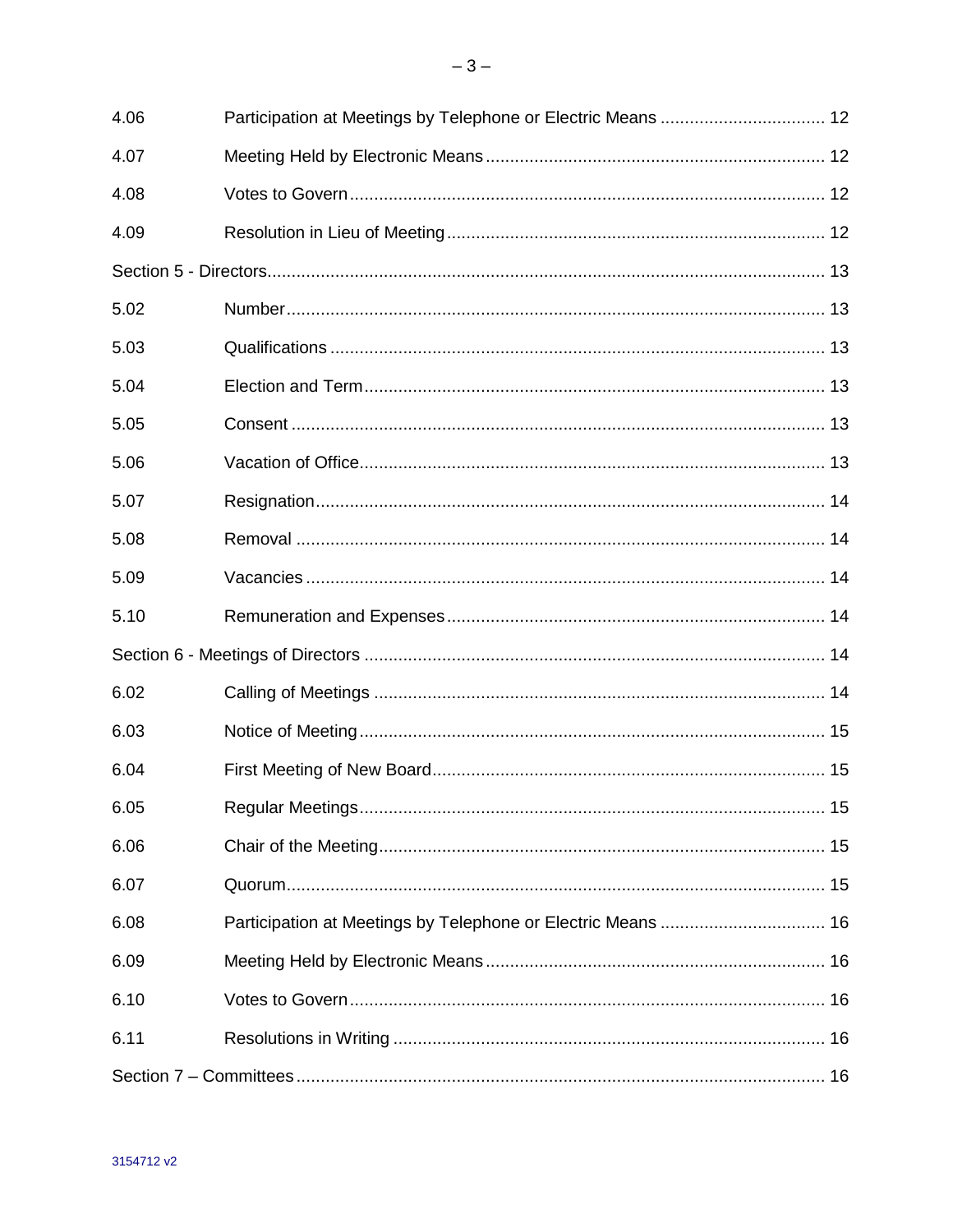| | | |
|---|---|---|
| 4.06 | Participation at Meetings by Telephone or Electric Means | 12 |
| 4.07 | Meeting Held by Electronic Means | 12 |
| 4.08 | Votes to Govern | 12 |
| 4.09 | Resolution in Lieu of Meeting | 12 |
| Section 5 - Directors | | 13 |
| 5.02 | Number | 13 |
| 5.03 | Qualifications | 13 |
| 5.04 | Election and Term | 13 |
| 5.05 | Consent | 13 |
| 5.06 | Vacation of Office | 13 |
| 5.07 | Resignation | 14 |
| 5.08 | Removal | 14 |
| 5.09 | Vacancies | 14 |
| 5.10 | Remuneration and Expenses | 14 |
| Section 6 - Meetings of Directors | | 14 |
| 6.02 | Calling of Meetings | 14 |
| 6.03 | Notice of Meeting | 15 |
| 6.04 | First Meeting of New Board | 15 |
| 6.05 | Regular Meetings | 15 |
| 6.06 | Chair of the Meeting | 15 |
| 6.07 | Quorum | 15 |
| 6.08 | Participation at Meetings by Telephone or Electric Means | 16 |
| 6.09 | Meeting Held by Electronic Means | 16 |
| 6.10 | Votes to Govern | 16 |
| 6.11 | Resolutions in Writing | 16 |
| Section 7 – Committees | | 16 |

3154712 v2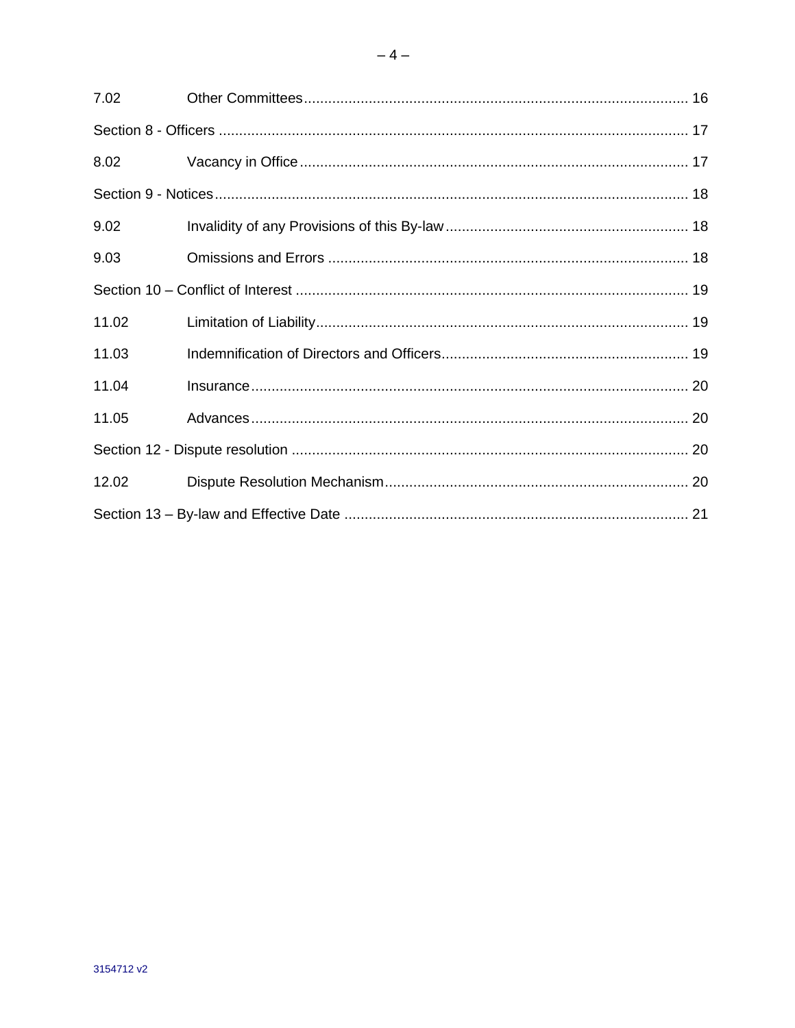7.02 Other Committees ..... 16

Section 8 - Officers ..... 17

8.02 Vacancy in Office ..... 17

Section 9 - Notices ..... 18

9.02 Invalidity of any Provisions of this By-law ..... 18

9.03 Omissions and Errors ..... 18

Section 10 – Conflict of Interest ..... 19

11.02 Limitation of Liability ..... 19

11.03 Indemnification of Directors and Officers ..... 19

11.04 Insurance ..... 20

11.05 Advances ..... 20

Section 12 - Dispute resolution ..... 20

12.02 Dispute Resolution Mechanism ..... 20

Section 13 – By-law and Effective Date ..... 21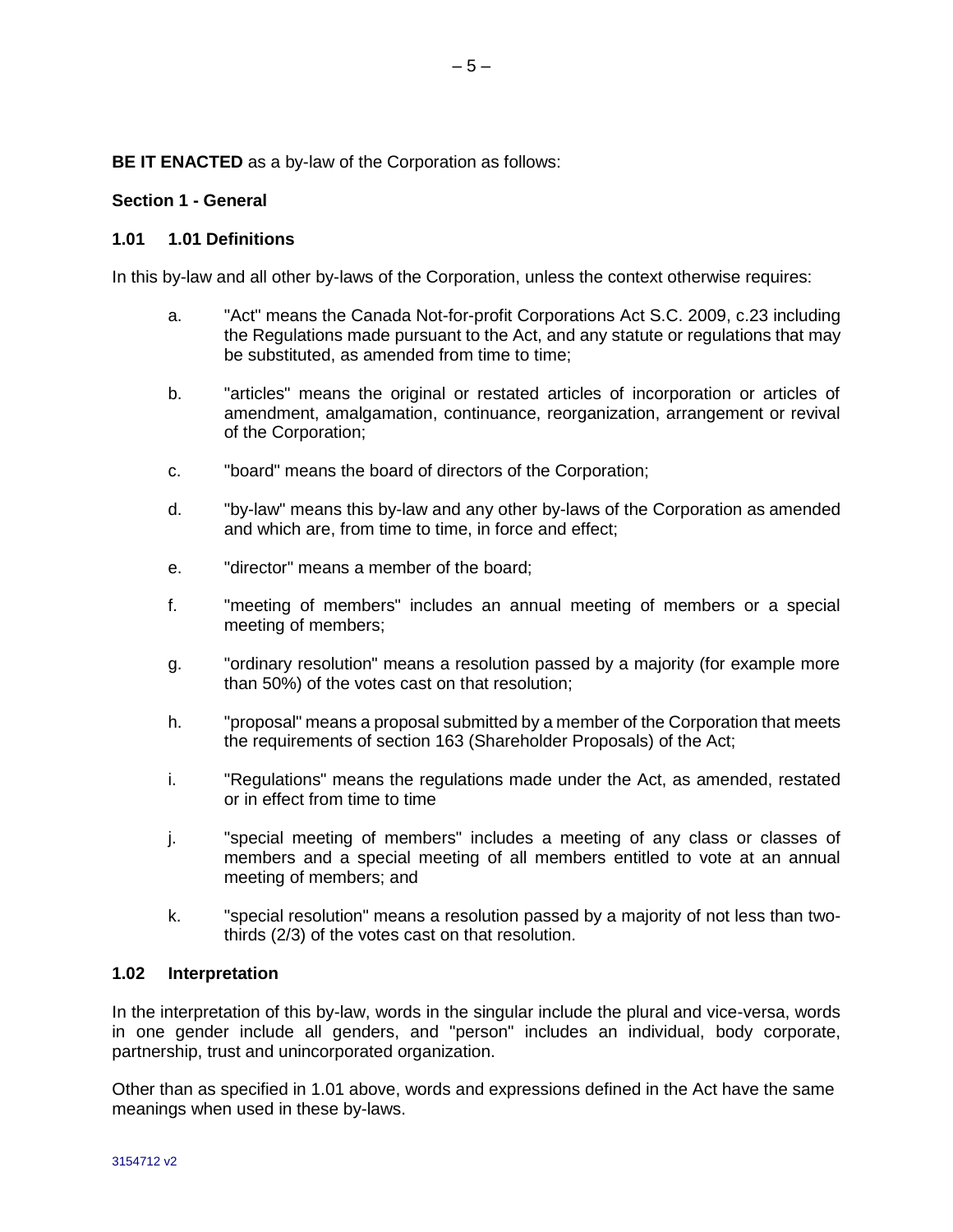**BE IT ENACTED** as a by-law of the Corporation as follows:

## Section 1 - General

### 1.01 1.01 Definitions

In this by-law and all other by-laws of the Corporation, unless the context otherwise requires:

a. "Act" means the Canada Not-for-profit Corporations Act S.C. 2009, c.23 including the Regulations made pursuant to the Act, and any statute or regulations that may be substituted, as amended from time to time;

b. "articles" means the original or restated articles of incorporation or articles of amendment, amalgamation, continuance, reorganization, arrangement or revival of the Corporation;

c. "board" means the board of directors of the Corporation;

d. "by-law" means this by-law and any other by-laws of the Corporation as amended and which are, from time to time, in force and effect;

e. "director" means a member of the board;

f. "meeting of members" includes an annual meeting of members or a special meeting of members;

g. "ordinary resolution" means a resolution passed by a majority (for example more than 50%) of the votes cast on that resolution;

h. "proposal" means a proposal submitted by a member of the Corporation that meets the requirements of section 163 (Shareholder Proposals) of the Act;

i. "Regulations" means the regulations made under the Act, as amended, restated or in effect from time to time

j. "special meeting of members" includes a meeting of any class or classes of members and a special meeting of all members entitled to vote at an annual meeting of members; and

k. "special resolution" means a resolution passed by a majority of not less than two-thirds (2/3) of the votes cast on that resolution.

### 1.02 Interpretation

In the interpretation of this by-law, words in the singular include the plural and vice-versa, words in one gender include all genders, and "person" includes an individual, body corporate, partnership, trust and unincorporated organization.

Other than as specified in 1.01 above, words and expressions defined in the Act have the same meanings when used in these by-laws.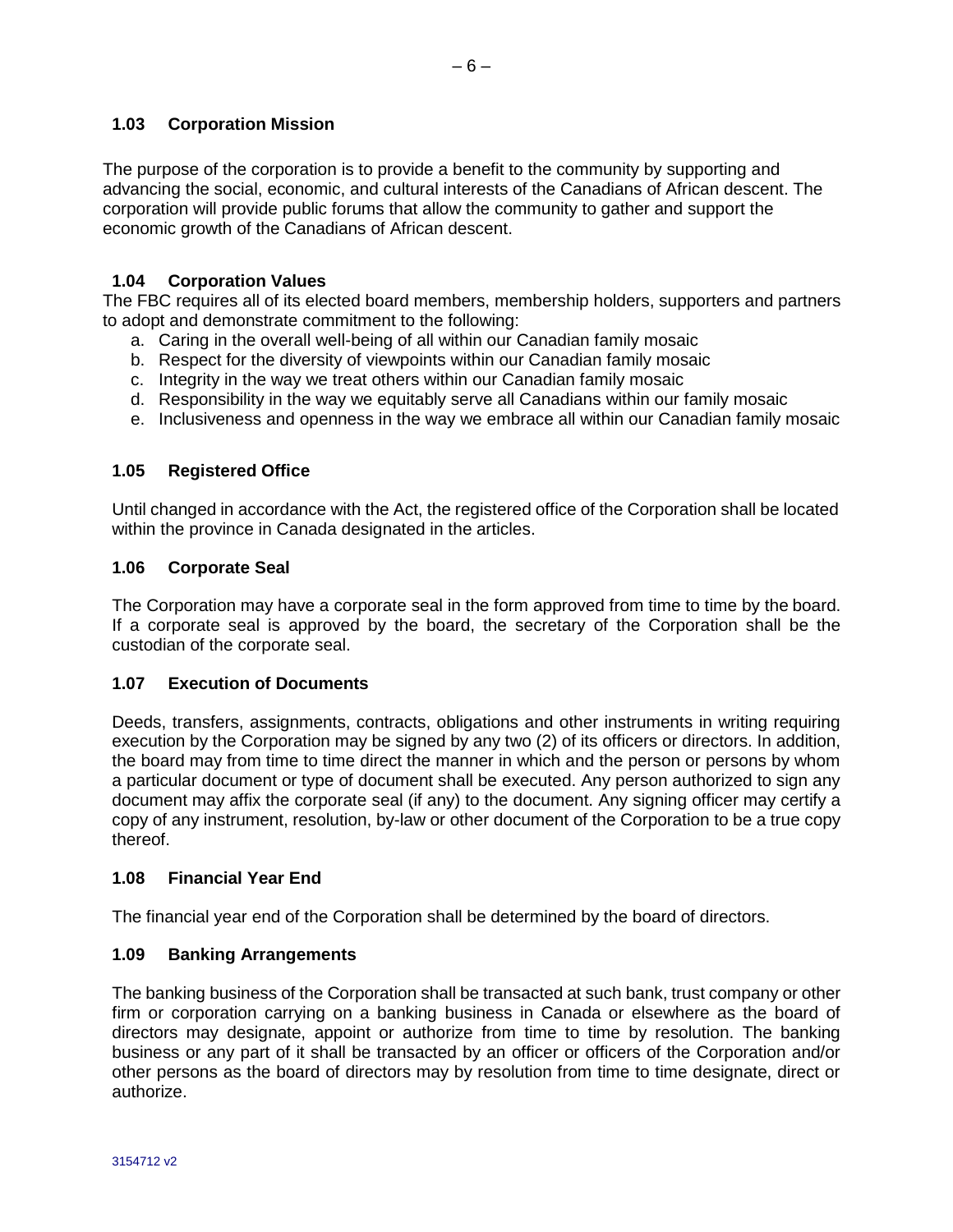### 1.03 Corporation Mission

The purpose of the corporation is to provide a benefit to the community by supporting and advancing the social, economic, and cultural interests of the Canadians of African descent. The corporation will provide public forums that allow the community to gather and support the economic growth of the Canadians of African descent.

### 1.04 Corporation Values

The FBC requires all of its elected board members, membership holders, supporters and partners to adopt and demonstrate commitment to the following:

a. Caring in the overall well-being of all within our Canadian family mosaic
b. Respect for the diversity of viewpoints within our Canadian family mosaic
c. Integrity in the way we treat others within our Canadian family mosaic
d. Responsibility in the way we equitably serve all Canadians within our family mosaic
e. Inclusiveness and openness in the way we embrace all within our Canadian family mosaic

### 1.05 Registered Office

Until changed in accordance with the Act, the registered office of the Corporation shall be located within the province in Canada designated in the articles.

### 1.06 Corporate Seal

The Corporation may have a corporate seal in the form approved from time to time by the board. If a corporate seal is approved by the board, the secretary of the Corporation shall be the custodian of the corporate seal.

### 1.07 Execution of Documents

Deeds, transfers, assignments, contracts, obligations and other instruments in writing requiring execution by the Corporation may be signed by any two (2) of its officers or directors. In addition, the board may from time to time direct the manner in which and the person or persons by whom a particular document or type of document shall be executed. Any person authorized to sign any document may affix the corporate seal (if any) to the document. Any signing officer may certify a copy of any instrument, resolution, by-law or other document of the Corporation to be a true copy thereof.

### 1.08 Financial Year End

The financial year end of the Corporation shall be determined by the board of directors.

### 1.09 Banking Arrangements

The banking business of the Corporation shall be transacted at such bank, trust company or other firm or corporation carrying on a banking business in Canada or elsewhere as the board of directors may designate, appoint or authorize from time to time by resolution. The banking business or any part of it shall be transacted by an officer or officers of the Corporation and/or other persons as the board of directors may by resolution from time to time designate, direct or authorize.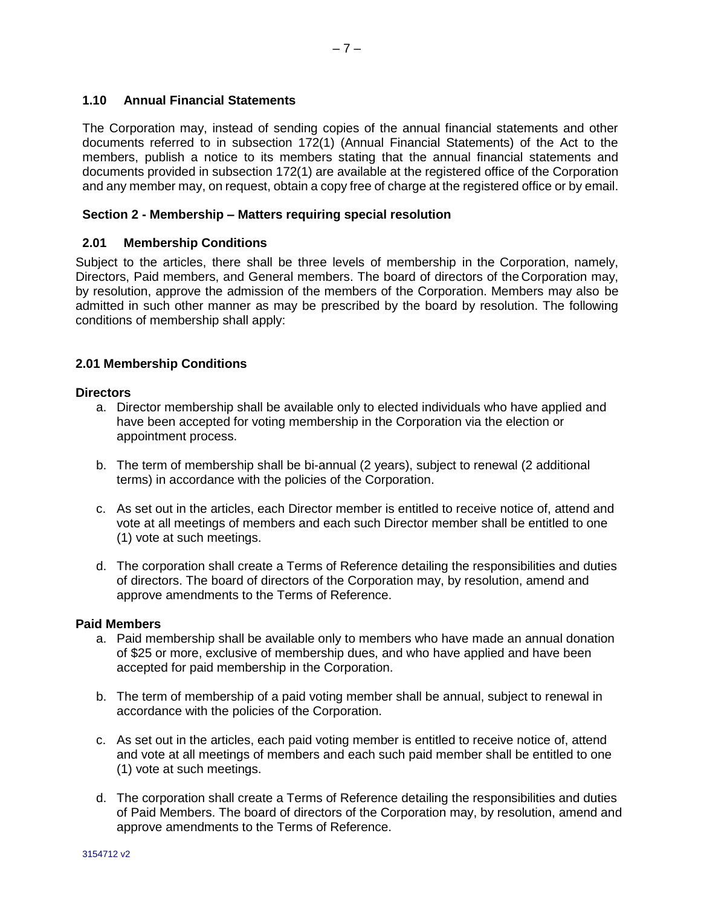### 1.10 Annual Financial Statements

The Corporation may, instead of sending copies of the annual financial statements and other documents referred to in subsection 172(1) (Annual Financial Statements) of the Act to the members, publish a notice to its members stating that the annual financial statements and documents provided in subsection 172(1) are available at the registered office of the Corporation and any member may, on request, obtain a copy free of charge at the registered office or by email.

## Section 2 - Membership – Matters requiring special resolution

### 2.01 Membership Conditions

Subject to the articles, there shall be three levels of membership in the Corporation, namely, Directors, Paid members, and General members. The board of directors of the Corporation may, by resolution, approve the admission of the members of the Corporation. Members may also be admitted in such other manner as may be prescribed by the board by resolution. The following conditions of membership shall apply:

### 2.01 Membership Conditions

**Directors**

a. Director membership shall be available only to elected individuals who have applied and have been accepted for voting membership in the Corporation via the election or appointment process.

b. The term of membership shall be bi-annual (2 years), subject to renewal (2 additional terms) in accordance with the policies of the Corporation.

c. As set out in the articles, each Director member is entitled to receive notice of, attend and vote at all meetings of members and each such Director member shall be entitled to one (1) vote at such meetings.

d. The corporation shall create a Terms of Reference detailing the responsibilities and duties of directors. The board of directors of the Corporation may, by resolution, amend and approve amendments to the Terms of Reference.

**Paid Members**

a. Paid membership shall be available only to members who have made an annual donation of $25 or more, exclusive of membership dues, and who have applied and have been accepted for paid membership in the Corporation.

b. The term of membership of a paid voting member shall be annual, subject to renewal in accordance with the policies of the Corporation.

c. As set out in the articles, each paid voting member is entitled to receive notice of, attend and vote at all meetings of members and each such paid member shall be entitled to one (1) vote at such meetings.

d. The corporation shall create a Terms of Reference detailing the responsibilities and duties of Paid Members. The board of directors of the Corporation may, by resolution, amend and approve amendments to the Terms of Reference.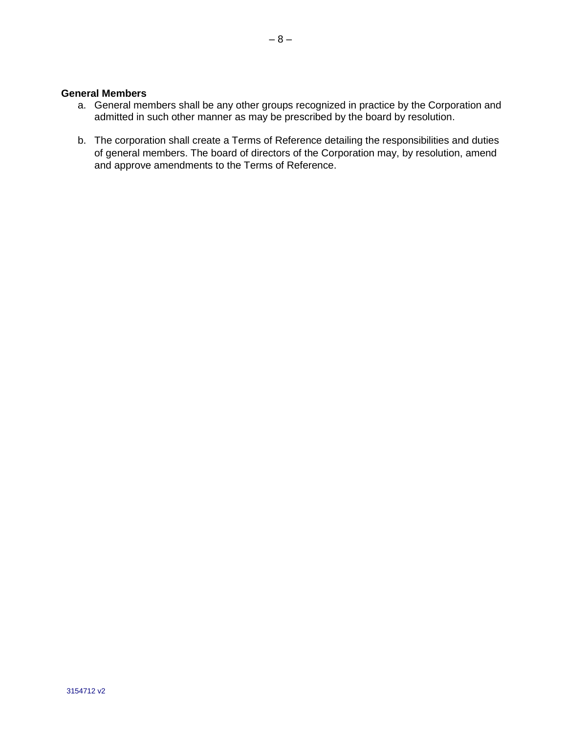**General Members**

a. General members shall be any other groups recognized in practice by the Corporation and admitted in such other manner as may be prescribed by the board by resolution.

b. The corporation shall create a Terms of Reference detailing the responsibilities and duties of general members. The board of directors of the Corporation may, by resolution, amend and approve amendments to the Terms of Reference.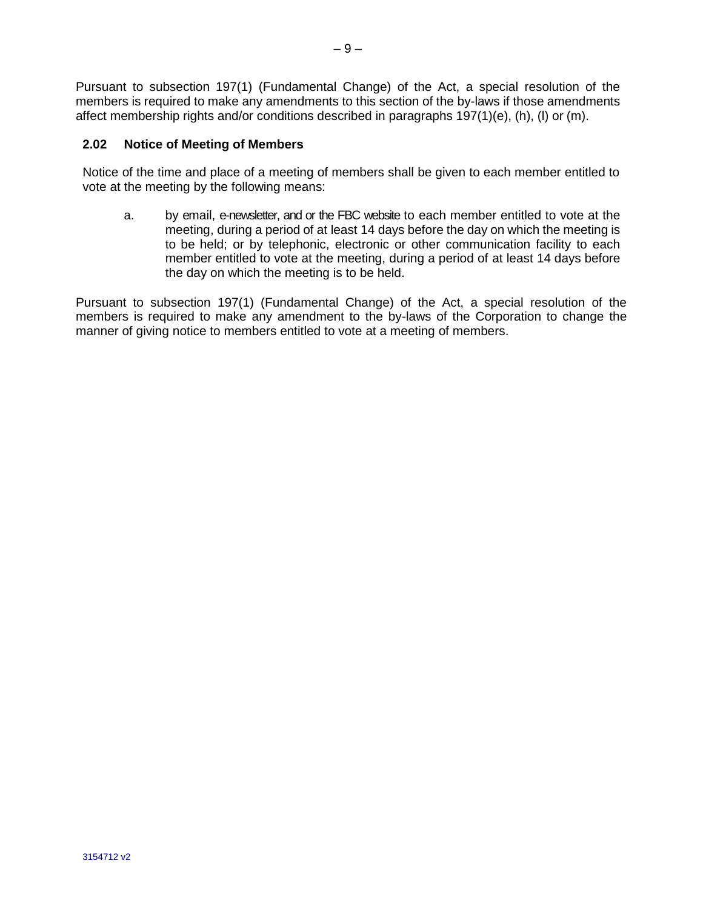Pursuant to subsection 197(1) (Fundamental Change) of the Act, a special resolution of the members is required to make any amendments to this section of the by-laws if those amendments affect membership rights and/or conditions described in paragraphs 197(1)(e), (h), (l) or (m).

### 2.02 Notice of Meeting of Members

Notice of the time and place of a meeting of members shall be given to each member entitled to vote at the meeting by the following means:

a. by email, e-newsletter, and or the FBC website to each member entitled to vote at the meeting, during a period of at least 14 days before the day on which the meeting is to be held; or by telephonic, electronic or other communication facility to each member entitled to vote at the meeting, during a period of at least 14 days before the day on which the meeting is to be held.

Pursuant to subsection 197(1) (Fundamental Change) of the Act, a special resolution of the members is required to make any amendment to the by-laws of the Corporation to change the manner of giving notice to members entitled to vote at a meeting of members.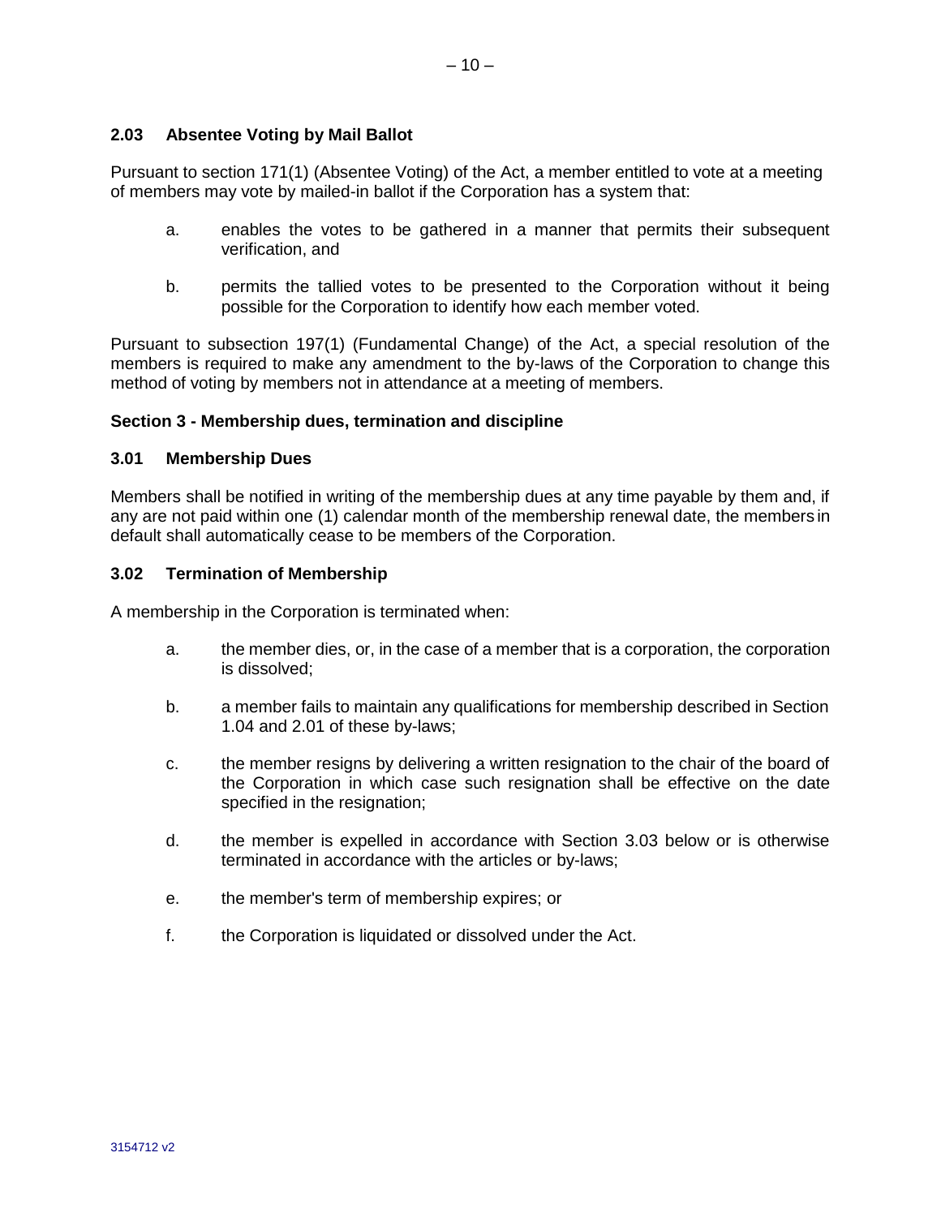### 2.03 Absentee Voting by Mail Ballot

Pursuant to section 171(1) (Absentee Voting) of the Act, a member entitled to vote at a meeting of members may vote by mailed-in ballot if the Corporation has a system that:

a. enables the votes to be gathered in a manner that permits their subsequent verification, and

b. permits the tallied votes to be presented to the Corporation without it being possible for the Corporation to identify how each member voted.

Pursuant to subsection 197(1) (Fundamental Change) of the Act, a special resolution of the members is required to make any amendment to the by-laws of the Corporation to change this method of voting by members not in attendance at a meeting of members.

## Section 3 - Membership dues, termination and discipline

### 3.01 Membership Dues

Members shall be notified in writing of the membership dues at any time payable by them and, if any are not paid within one (1) calendar month of the membership renewal date, the members in default shall automatically cease to be members of the Corporation.

### 3.02 Termination of Membership

A membership in the Corporation is terminated when:

a. the member dies, or, in the case of a member that is a corporation, the corporation is dissolved;

b. a member fails to maintain any qualifications for membership described in Section 1.04 and 2.01 of these by-laws;

c. the member resigns by delivering a written resignation to the chair of the board of the Corporation in which case such resignation shall be effective on the date specified in the resignation;

d. the member is expelled in accordance with Section 3.03 below or is otherwise terminated in accordance with the articles or by-laws;

e. the member's term of membership expires; or

f. the Corporation is liquidated or dissolved under the Act.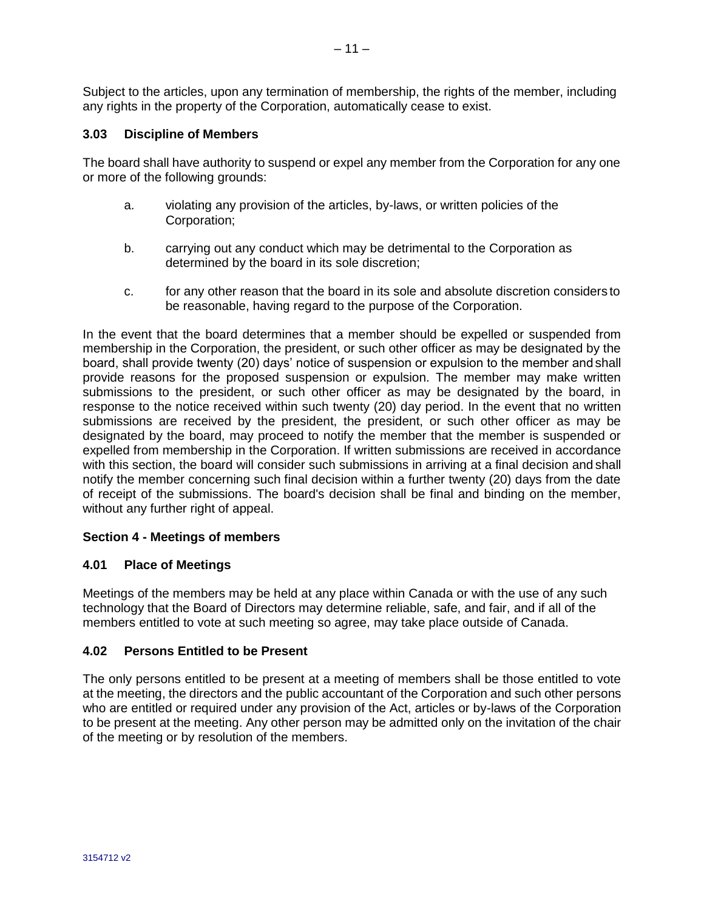Subject to the articles, upon any termination of membership, the rights of the member, including any rights in the property of the Corporation, automatically cease to exist.

### 3.03 Discipline of Members

The board shall have authority to suspend or expel any member from the Corporation for any one or more of the following grounds:

a. violating any provision of the articles, by-laws, or written policies of the Corporation;

b. carrying out any conduct which may be detrimental to the Corporation as determined by the board in its sole discretion;

c. for any other reason that the board in its sole and absolute discretion considers to be reasonable, having regard to the purpose of the Corporation.

In the event that the board determines that a member should be expelled or suspended from membership in the Corporation, the president, or such other officer as may be designated by the board, shall provide twenty (20) days' notice of suspension or expulsion to the member and shall provide reasons for the proposed suspension or expulsion. The member may make written submissions to the president, or such other officer as may be designated by the board, in response to the notice received within such twenty (20) day period. In the event that no written submissions are received by the president, the president, or such other officer as may be designated by the board, may proceed to notify the member that the member is suspended or expelled from membership in the Corporation. If written submissions are received in accordance with this section, the board will consider such submissions in arriving at a final decision and shall notify the member concerning such final decision within a further twenty (20) days from the date of receipt of the submissions. The board's decision shall be final and binding on the member, without any further right of appeal.

## Section 4 - Meetings of members

### 4.01 Place of Meetings

Meetings of the members may be held at any place within Canada or with the use of any such technology that the Board of Directors may determine reliable, safe, and fair, and if all of the members entitled to vote at such meeting so agree, may take place outside of Canada.

### 4.02 Persons Entitled to be Present

The only persons entitled to be present at a meeting of members shall be those entitled to vote at the meeting, the directors and the public accountant of the Corporation and such other persons who are entitled or required under any provision of the Act, articles or by-laws of the Corporation to be present at the meeting. Any other person may be admitted only on the invitation of the chair of the meeting or by resolution of the members.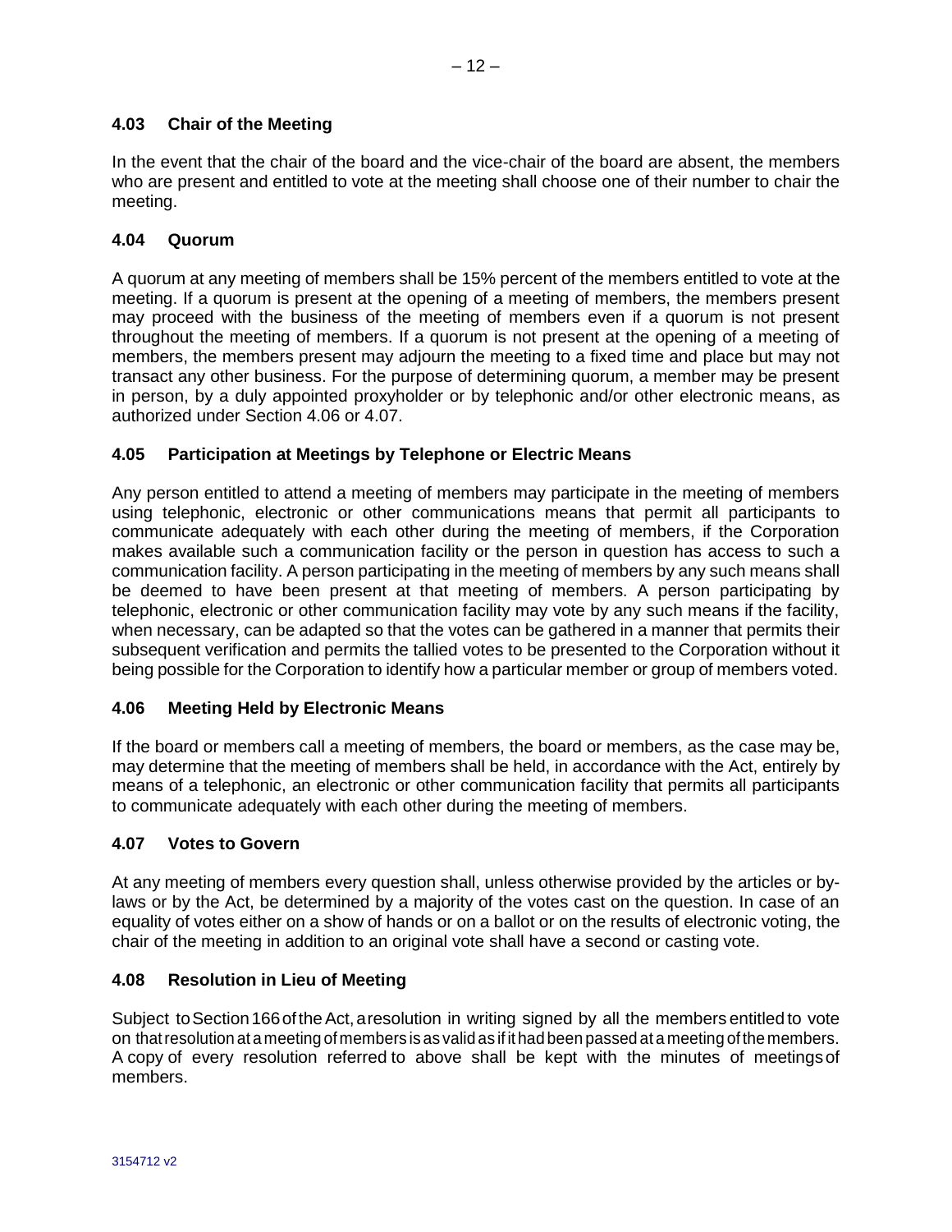### 4.03 Chair of the Meeting

In the event that the chair of the board and the vice-chair of the board are absent, the members who are present and entitled to vote at the meeting shall choose one of their number to chair the meeting.

### 4.04 Quorum

A quorum at any meeting of members shall be 15% percent of the members entitled to vote at the meeting. If a quorum is present at the opening of a meeting of members, the members present may proceed with the business of the meeting of members even if a quorum is not present throughout the meeting of members. If a quorum is not present at the opening of a meeting of members, the members present may adjourn the meeting to a fixed time and place but may not transact any other business. For the purpose of determining quorum, a member may be present in person, by a duly appointed proxyholder or by telephonic and/or other electronic means, as authorized under Section 4.06 or 4.07.

### 4.05 Participation at Meetings by Telephone or Electric Means

Any person entitled to attend a meeting of members may participate in the meeting of members using telephonic, electronic or other communications means that permit all participants to communicate adequately with each other during the meeting of members, if the Corporation makes available such a communication facility or the person in question has access to such a communication facility. A person participating in the meeting of members by any such means shall be deemed to have been present at that meeting of members. A person participating by telephonic, electronic or other communication facility may vote by any such means if the facility, when necessary, can be adapted so that the votes can be gathered in a manner that permits their subsequent verification and permits the tallied votes to be presented to the Corporation without it being possible for the Corporation to identify how a particular member or group of members voted.

### 4.06 Meeting Held by Electronic Means

If the board or members call a meeting of members, the board or members, as the case may be, may determine that the meeting of members shall be held, in accordance with the Act, entirely by means of a telephonic, an electronic or other communication facility that permits all participants to communicate adequately with each other during the meeting of members.

### 4.07 Votes to Govern

At any meeting of members every question shall, unless otherwise provided by the articles or by-laws or by the Act, be determined by a majority of the votes cast on the question. In case of an equality of votes either on a show of hands or on a ballot or on the results of electronic voting, the chair of the meeting in addition to an original vote shall have a second or casting vote.

### 4.08 Resolution in Lieu of Meeting

Subject to Section 166 of the Act, a resolution in writing signed by all the members entitled to vote on that resolution at a meeting of members is as valid as if it had been passed at a meeting of the members. A copy of every resolution referred to above shall be kept with the minutes of meetings of members.

3154712 v2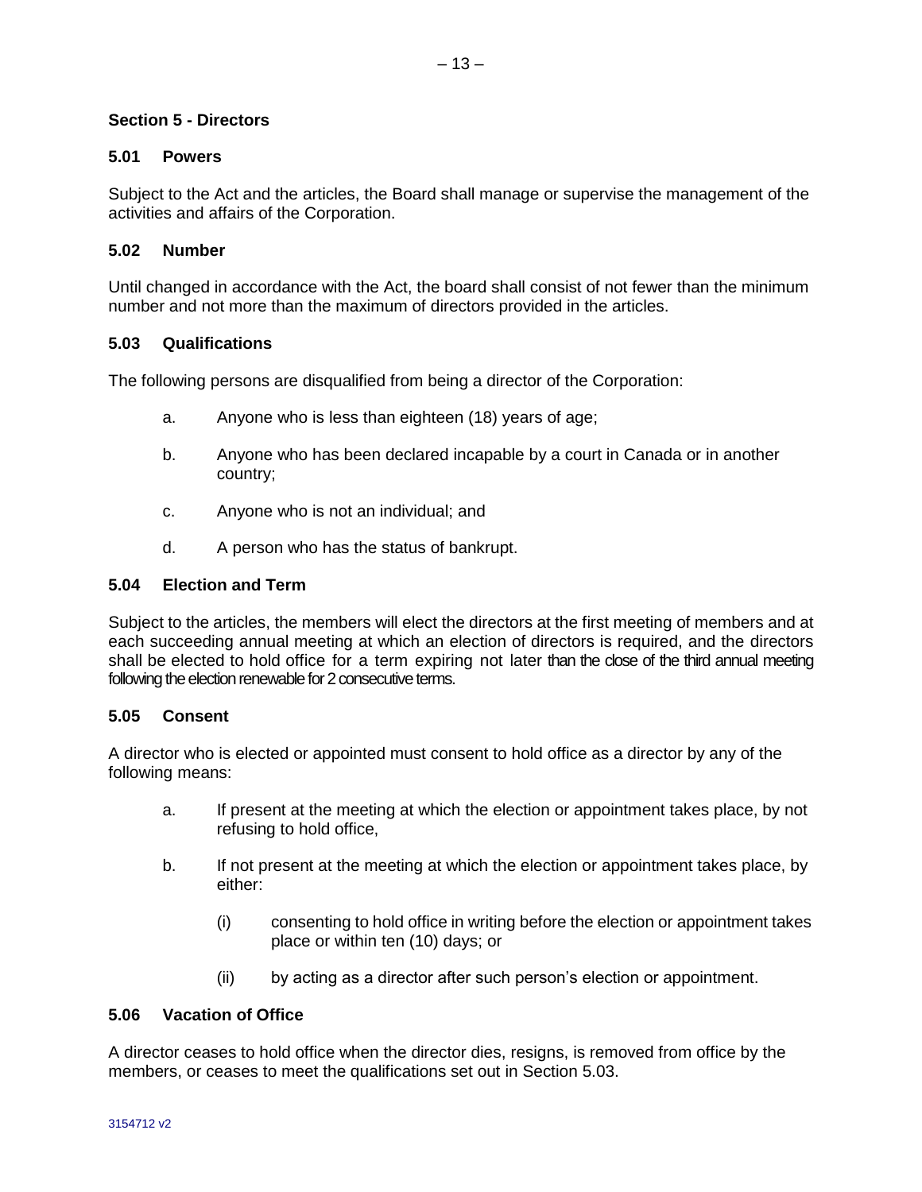## Section 5 - Directors

### 5.01 Powers

Subject to the Act and the articles, the Board shall manage or supervise the management of the activities and affairs of the Corporation.

### 5.02 Number

Until changed in accordance with the Act, the board shall consist of not fewer than the minimum number and not more than the maximum of directors provided in the articles.

### 5.03 Qualifications

The following persons are disqualified from being a director of the Corporation:

a. Anyone who is less than eighteen (18) years of age;

b. Anyone who has been declared incapable by a court in Canada or in another country;

c. Anyone who is not an individual; and

d. A person who has the status of bankrupt.

### 5.04 Election and Term

Subject to the articles, the members will elect the directors at the first meeting of members and at each succeeding annual meeting at which an election of directors is required, and the directors shall be elected to hold office for a term expiring not later than the close of the third annual meeting following the election renewable for 2 consecutive terms.

### 5.05 Consent

A director who is elected or appointed must consent to hold office as a director by any of the following means:

a. If present at the meeting at which the election or appointment takes place, by not refusing to hold office,

b. If not present at the meeting at which the election or appointment takes place, by either:

   (i) consenting to hold office in writing before the election or appointment takes place or within ten (10) days; or

   (ii) by acting as a director after such person's election or appointment.

### 5.06 Vacation of Office

A director ceases to hold office when the director dies, resigns, is removed from office by the members, or ceases to meet the qualifications set out in Section 5.03.

3154712 v2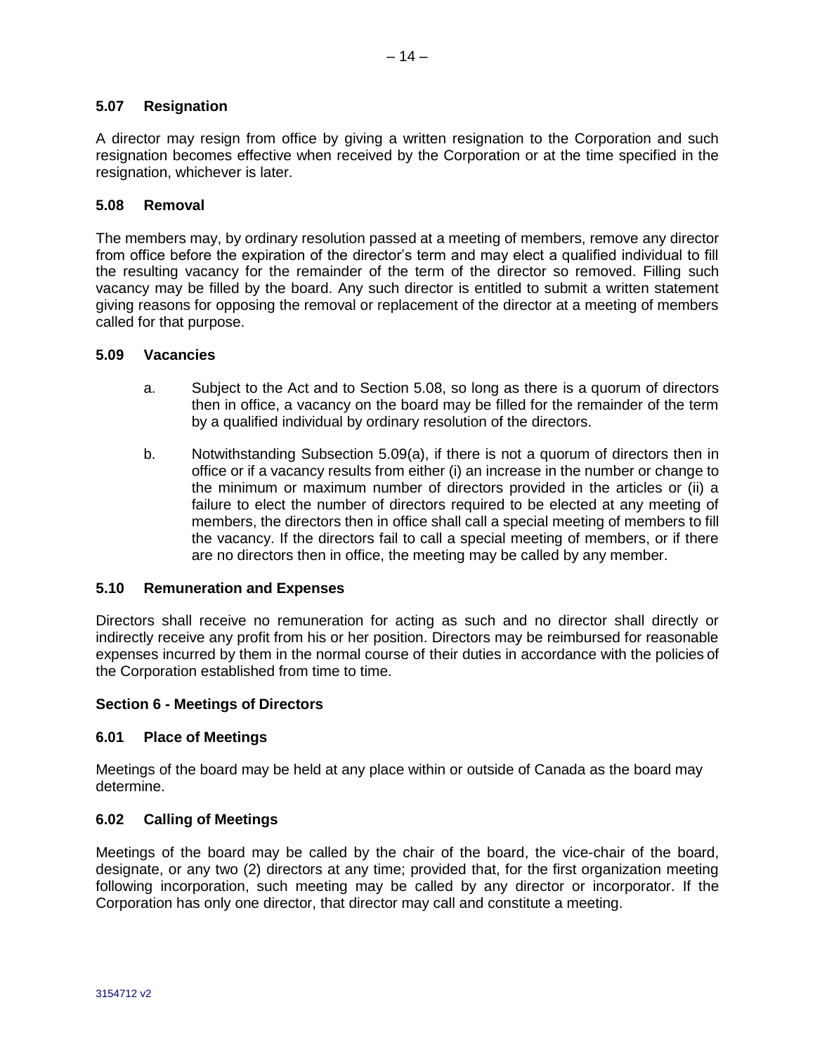### 5.07 Resignation

A director may resign from office by giving a written resignation to the Corporation and such resignation becomes effective when received by the Corporation or at the time specified in the resignation, whichever is later.

### 5.08 Removal

The members may, by ordinary resolution passed at a meeting of members, remove any director from office before the expiration of the director's term and may elect a qualified individual to fill the resulting vacancy for the remainder of the term of the director so removed. Filling such vacancy may be filled by the board. Any such director is entitled to submit a written statement giving reasons for opposing the removal or replacement of the director at a meeting of members called for that purpose.

### 5.09 Vacancies

a. Subject to the Act and to Section 5.08, so long as there is a quorum of directors then in office, a vacancy on the board may be filled for the remainder of the term by a qualified individual by ordinary resolution of the directors.

b. Notwithstanding Subsection 5.09(a), if there is not a quorum of directors then in office or if a vacancy results from either (i) an increase in the number or change to the minimum or maximum number of directors provided in the articles or (ii) a failure to elect the number of directors required to be elected at any meeting of members, the directors then in office shall call a special meeting of members to fill the vacancy. If the directors fail to call a special meeting of members, or if there are no directors then in office, the meeting may be called by any member.

### 5.10 Remuneration and Expenses

Directors shall receive no remuneration for acting as such and no director shall directly or indirectly receive any profit from his or her position. Directors may be reimbursed for reasonable expenses incurred by them in the normal course of their duties in accordance with the policies of the Corporation established from time to time.

## Section 6 - Meetings of Directors

### 6.01 Place of Meetings

Meetings of the board may be held at any place within or outside of Canada as the board may determine.

### 6.02 Calling of Meetings

Meetings of the board may be called by the chair of the board, the vice-chair of the board, designate, or any two (2) directors at any time; provided that, for the first organization meeting following incorporation, such meeting may be called by any director or incorporator. If the Corporation has only one director, that director may call and constitute a meeting.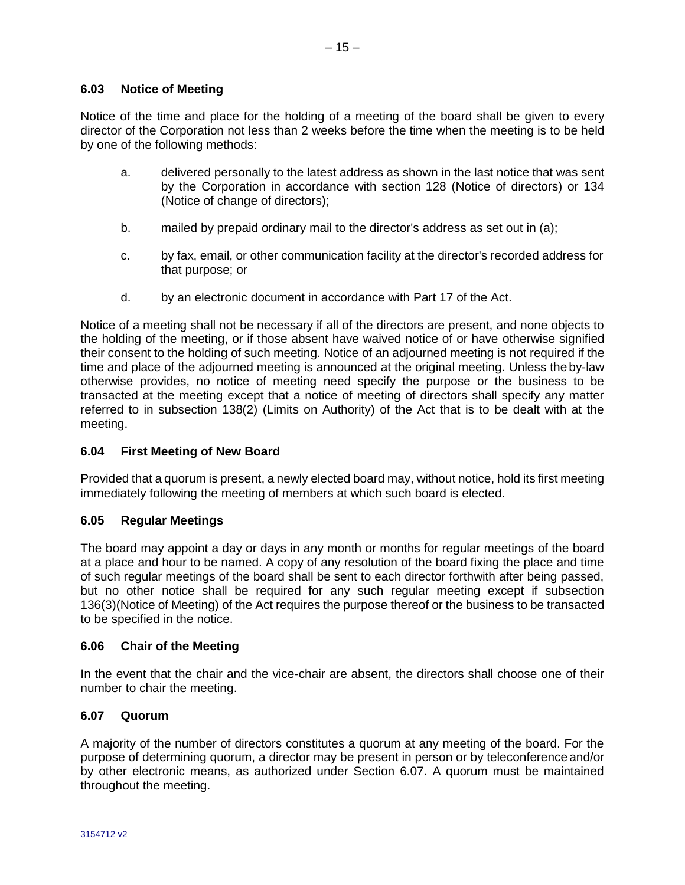### 6.03 Notice of Meeting

Notice of the time and place for the holding of a meeting of the board shall be given to every director of the Corporation not less than 2 weeks before the time when the meeting is to be held by one of the following methods:

a. delivered personally to the latest address as shown in the last notice that was sent by the Corporation in accordance with section 128 (Notice of directors) or 134 (Notice of change of directors);

b. mailed by prepaid ordinary mail to the director's address as set out in (a);

c. by fax, email, or other communication facility at the director's recorded address for that purpose; or

d. by an electronic document in accordance with Part 17 of the Act.

Notice of a meeting shall not be necessary if all of the directors are present, and none objects to the holding of the meeting, or if those absent have waived notice of or have otherwise signified their consent to the holding of such meeting. Notice of an adjourned meeting is not required if the time and place of the adjourned meeting is announced at the original meeting. Unless the by-law otherwise provides, no notice of meeting need specify the purpose or the business to be transacted at the meeting except that a notice of meeting of directors shall specify any matter referred to in subsection 138(2) (Limits on Authority) of the Act that is to be dealt with at the meeting.

### 6.04 First Meeting of New Board

Provided that a quorum is present, a newly elected board may, without notice, hold its first meeting immediately following the meeting of members at which such board is elected.

### 6.05 Regular Meetings

The board may appoint a day or days in any month or months for regular meetings of the board at a place and hour to be named. A copy of any resolution of the board fixing the place and time of such regular meetings of the board shall be sent to each director forthwith after being passed, but no other notice shall be required for any such regular meeting except if subsection 136(3)(Notice of Meeting) of the Act requires the purpose thereof or the business to be transacted to be specified in the notice.

### 6.06 Chair of the Meeting

In the event that the chair and the vice-chair are absent, the directors shall choose one of their number to chair the meeting.

### 6.07 Quorum

A majority of the number of directors constitutes a quorum at any meeting of the board. For the purpose of determining quorum, a director may be present in person or by teleconference and/or by other electronic means, as authorized under Section 6.07. A quorum must be maintained throughout the meeting.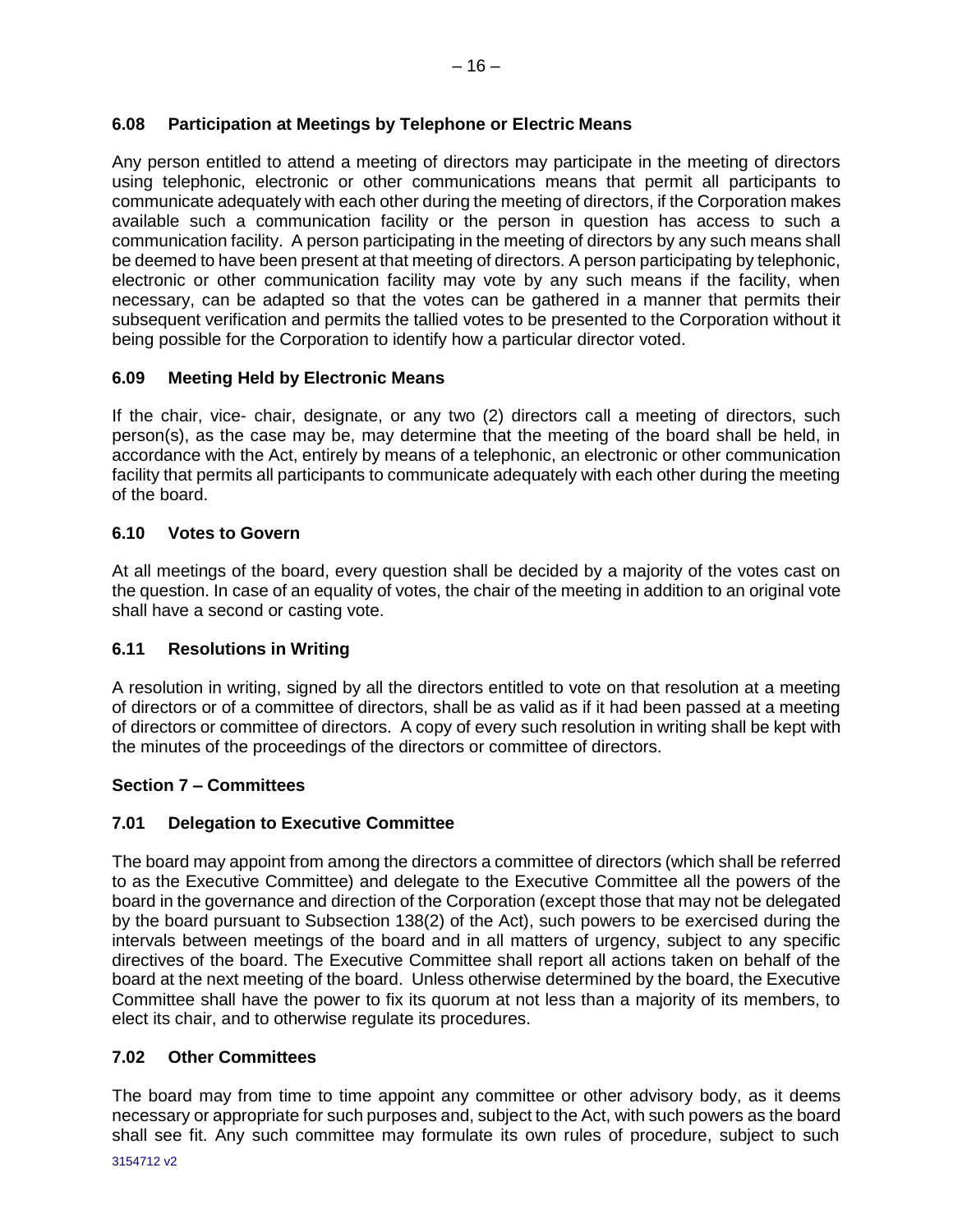### 6.08 Participation at Meetings by Telephone or Electric Means

Any person entitled to attend a meeting of directors may participate in the meeting of directors using telephonic, electronic or other communications means that permit all participants to communicate adequately with each other during the meeting of directors, if the Corporation makes available such a communication facility or the person in question has access to such a communication facility. A person participating in the meeting of directors by any such means shall be deemed to have been present at that meeting of directors. A person participating by telephonic, electronic or other communication facility may vote by any such means if the facility, when necessary, can be adapted so that the votes can be gathered in a manner that permits their subsequent verification and permits the tallied votes to be presented to the Corporation without it being possible for the Corporation to identify how a particular director voted.

### 6.09 Meeting Held by Electronic Means

If the chair, vice- chair, designate, or any two (2) directors call a meeting of directors, such person(s), as the case may be, may determine that the meeting of the board shall be held, in accordance with the Act, entirely by means of a telephonic, an electronic or other communication facility that permits all participants to communicate adequately with each other during the meeting of the board.

### 6.10 Votes to Govern

At all meetings of the board, every question shall be decided by a majority of the votes cast on the question. In case of an equality of votes, the chair of the meeting in addition to an original vote shall have a second or casting vote.

### 6.11 Resolutions in Writing

A resolution in writing, signed by all the directors entitled to vote on that resolution at a meeting of directors or of a committee of directors, shall be as valid as if it had been passed at a meeting of directors or committee of directors. A copy of every such resolution in writing shall be kept with the minutes of the proceedings of the directors or committee of directors.

## Section 7 – Committees

### 7.01 Delegation to Executive Committee

The board may appoint from among the directors a committee of directors (which shall be referred to as the Executive Committee) and delegate to the Executive Committee all the powers of the board in the governance and direction of the Corporation (except those that may not be delegated by the board pursuant to Subsection 138(2) of the Act), such powers to be exercised during the intervals between meetings of the board and in all matters of urgency, subject to any specific directives of the board. The Executive Committee shall report all actions taken on behalf of the board at the next meeting of the board. Unless otherwise determined by the board, the Executive Committee shall have the power to fix its quorum at not less than a majority of its members, to elect its chair, and to otherwise regulate its procedures.

### 7.02 Other Committees

The board may from time to time appoint any committee or other advisory body, as it deems necessary or appropriate for such purposes and, subject to the Act, with such powers as the board shall see fit. Any such committee may formulate its own rules of procedure, subject to such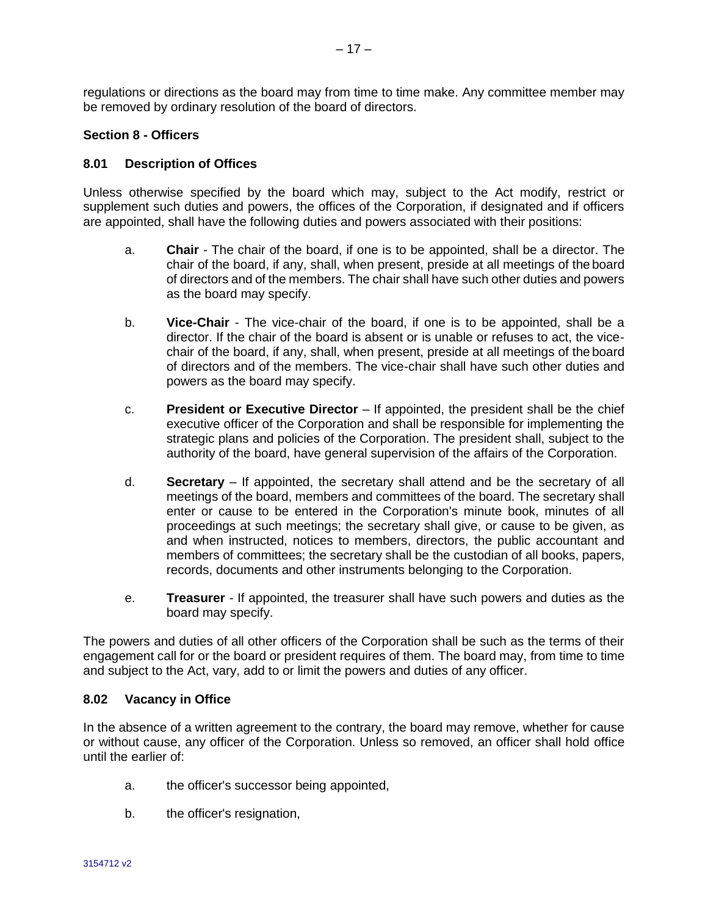regulations or directions as the board may from time to time make. Any committee member may be removed by ordinary resolution of the board of directors.

## Section 8 - Officers

### 8.01 Description of Offices

Unless otherwise specified by the board which may, subject to the Act modify, restrict or supplement such duties and powers, the offices of the Corporation, if designated and if officers are appointed, shall have the following duties and powers associated with their positions:

a. **Chair** - The chair of the board, if one is to be appointed, shall be a director. The chair of the board, if any, shall, when present, preside at all meetings of the board of directors and of the members. The chair shall have such other duties and powers as the board may specify.

b. **Vice-Chair** - The vice-chair of the board, if one is to be appointed, shall be a director. If the chair of the board is absent or is unable or refuses to act, the vice-chair of the board, if any, shall, when present, preside at all meetings of the board of directors and of the members. The vice-chair shall have such other duties and powers as the board may specify.

c. **President or Executive Director** – If appointed, the president shall be the chief executive officer of the Corporation and shall be responsible for implementing the strategic plans and policies of the Corporation. The president shall, subject to the authority of the board, have general supervision of the affairs of the Corporation.

d. **Secretary** – If appointed, the secretary shall attend and be the secretary of all meetings of the board, members and committees of the board. The secretary shall enter or cause to be entered in the Corporation's minute book, minutes of all proceedings at such meetings; the secretary shall give, or cause to be given, as and when instructed, notices to members, directors, the public accountant and members of committees; the secretary shall be the custodian of all books, papers, records, documents and other instruments belonging to the Corporation.

e. **Treasurer** - If appointed, the treasurer shall have such powers and duties as the board may specify.

The powers and duties of all other officers of the Corporation shall be such as the terms of their engagement call for or the board or president requires of them. The board may, from time to time and subject to the Act, vary, add to or limit the powers and duties of any officer.

### 8.02 Vacancy in Office

In the absence of a written agreement to the contrary, the board may remove, whether for cause or without cause, any officer of the Corporation. Unless so removed, an officer shall hold office until the earlier of:

a. the officer's successor being appointed,

b. the officer's resignation,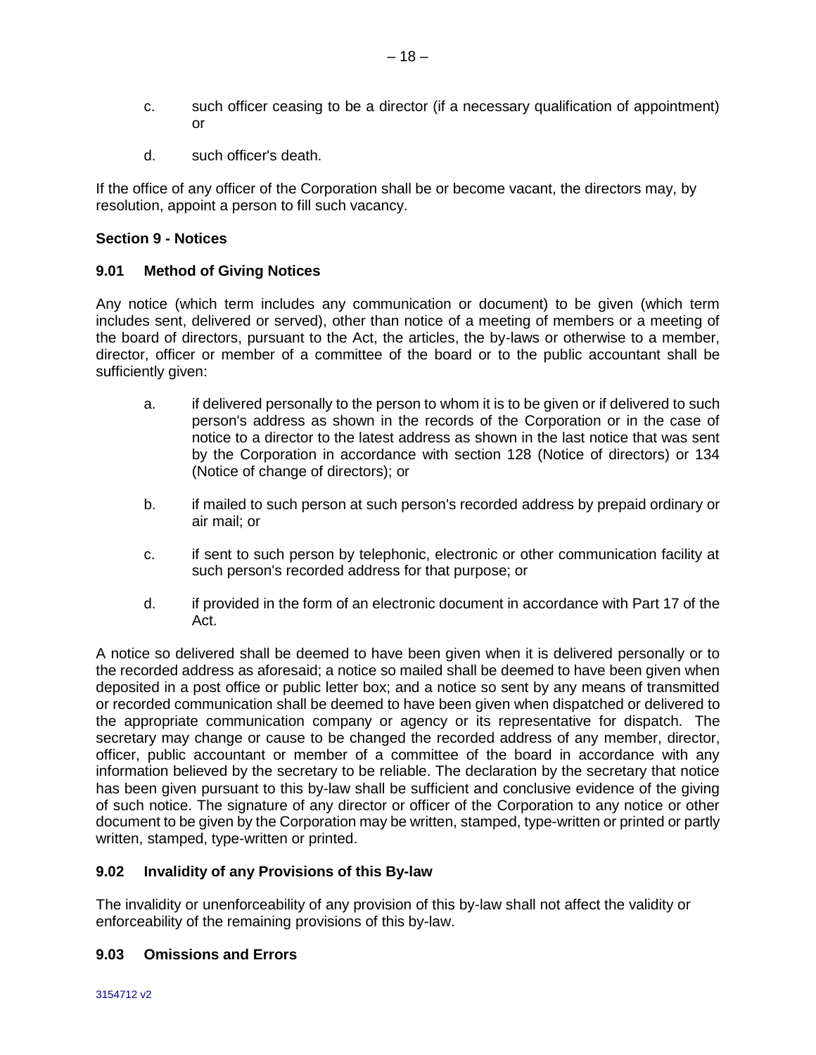c. such officer ceasing to be a director (if a necessary qualification of appointment) or

d. such officer's death.

If the office of any officer of the Corporation shall be or become vacant, the directors may, by resolution, appoint a person to fill such vacancy.

**Section 9 - Notices**

**9.01 Method of Giving Notices**

Any notice (which term includes any communication or document) to be given (which term includes sent, delivered or served), other than notice of a meeting of members or a meeting of the board of directors, pursuant to the Act, the articles, the by-laws or otherwise to a member, director, officer or member of a committee of the board or to the public accountant shall be sufficiently given:

a. if delivered personally to the person to whom it is to be given or if delivered to such person's address as shown in the records of the Corporation or in the case of notice to a director to the latest address as shown in the last notice that was sent by the Corporation in accordance with section 128 (Notice of directors) or 134 (Notice of change of directors); or

b. if mailed to such person at such person's recorded address by prepaid ordinary or air mail; or

c. if sent to such person by telephonic, electronic or other communication facility at such person's recorded address for that purpose; or

d. if provided in the form of an electronic document in accordance with Part 17 of the Act.

A notice so delivered shall be deemed to have been given when it is delivered personally or to the recorded address as aforesaid; a notice so mailed shall be deemed to have been given when deposited in a post office or public letter box; and a notice so sent by any means of transmitted or recorded communication shall be deemed to have been given when dispatched or delivered to the appropriate communication company or agency or its representative for dispatch. The secretary may change or cause to be changed the recorded address of any member, director, officer, public accountant or member of a committee of the board in accordance with any information believed by the secretary to be reliable. The declaration by the secretary that notice has been given pursuant to this by-law shall be sufficient and conclusive evidence of the giving of such notice. The signature of any director or officer of the Corporation to any notice or other document to be given by the Corporation may be written, stamped, type-written or printed or partly written, stamped, type-written or printed.

**9.02 Invalidity of any Provisions of this By-law**

The invalidity or unenforceability of any provision of this by-law shall not affect the validity or enforceability of the remaining provisions of this by-law.

**9.03 Omissions and Errors**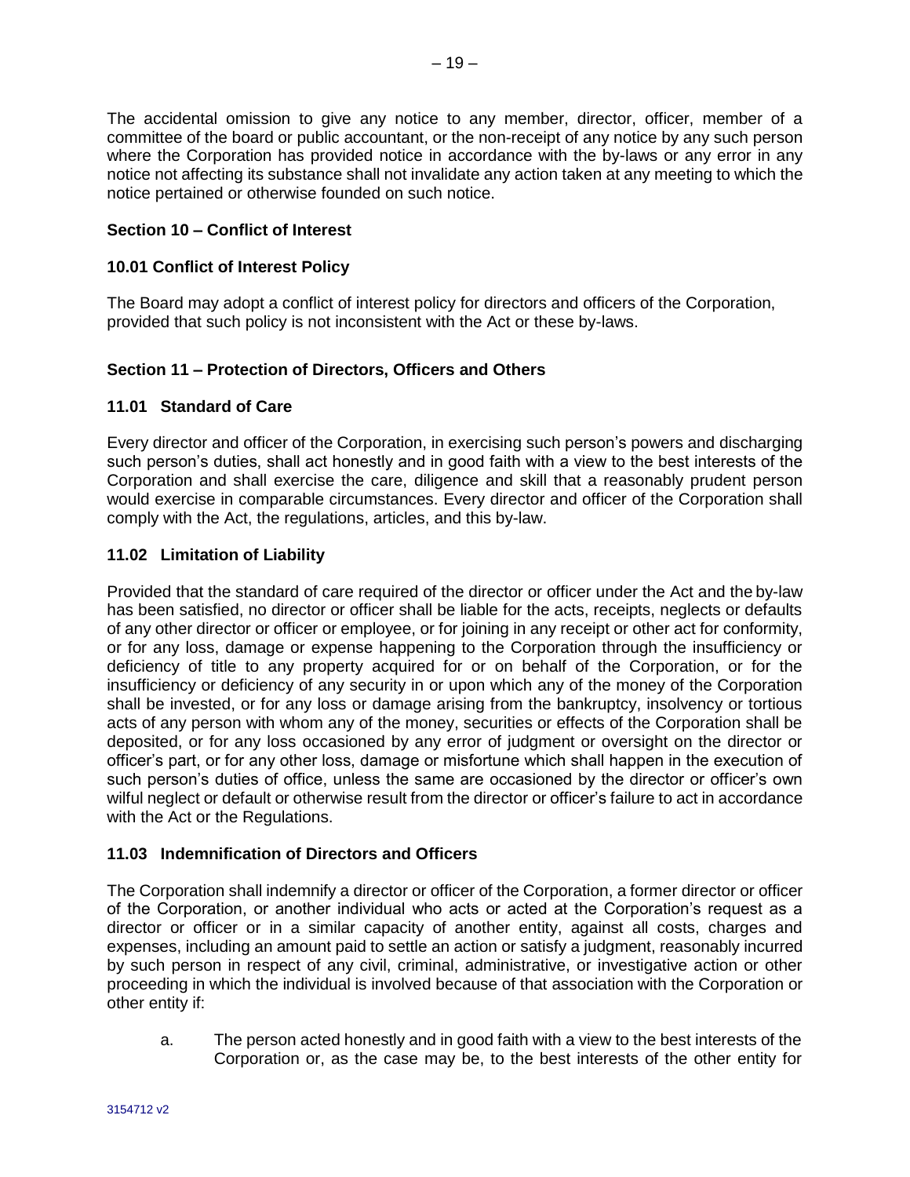The accidental omission to give any notice to any member, director, officer, member of a committee of the board or public accountant, or the non-receipt of any notice by any such person where the Corporation has provided notice in accordance with the by-laws or any error in any notice not affecting its substance shall not invalidate any action taken at any meeting to which the notice pertained or otherwise founded on such notice.

## Section 10 – Conflict of Interest

### 10.01 Conflict of Interest Policy

The Board may adopt a conflict of interest policy for directors and officers of the Corporation, provided that such policy is not inconsistent with the Act or these by-laws.

## Section 11 – Protection of Directors, Officers and Others

### 11.01 Standard of Care

Every director and officer of the Corporation, in exercising such person's powers and discharging such person's duties, shall act honestly and in good faith with a view to the best interests of the Corporation and shall exercise the care, diligence and skill that a reasonably prudent person would exercise in comparable circumstances. Every director and officer of the Corporation shall comply with the Act, the regulations, articles, and this by-law.

### 11.02 Limitation of Liability

Provided that the standard of care required of the director or officer under the Act and the by-law has been satisfied, no director or officer shall be liable for the acts, receipts, neglects or defaults of any other director or officer or employee, or for joining in any receipt or other act for conformity, or for any loss, damage or expense happening to the Corporation through the insufficiency or deficiency of title to any property acquired for or on behalf of the Corporation, or for the insufficiency or deficiency of any security in or upon which any of the money of the Corporation shall be invested, or for any loss or damage arising from the bankruptcy, insolvency or tortious acts of any person with whom any of the money, securities or effects of the Corporation shall be deposited, or for any loss occasioned by any error of judgment or oversight on the director or officer's part, or for any other loss, damage or misfortune which shall happen in the execution of such person's duties of office, unless the same are occasioned by the director or officer's own wilful neglect or default or otherwise result from the director or officer's failure to act in accordance with the Act or the Regulations.

### 11.03 Indemnification of Directors and Officers

The Corporation shall indemnify a director or officer of the Corporation, a former director or officer of the Corporation, or another individual who acts or acted at the Corporation's request as a director or officer or in a similar capacity of another entity, against all costs, charges and expenses, including an amount paid to settle an action or satisfy a judgment, reasonably incurred by such person in respect of any civil, criminal, administrative, or investigative action or other proceeding in which the individual is involved because of that association with the Corporation or other entity if:

a. The person acted honestly and in good faith with a view to the best interests of the Corporation or, as the case may be, to the best interests of the other entity for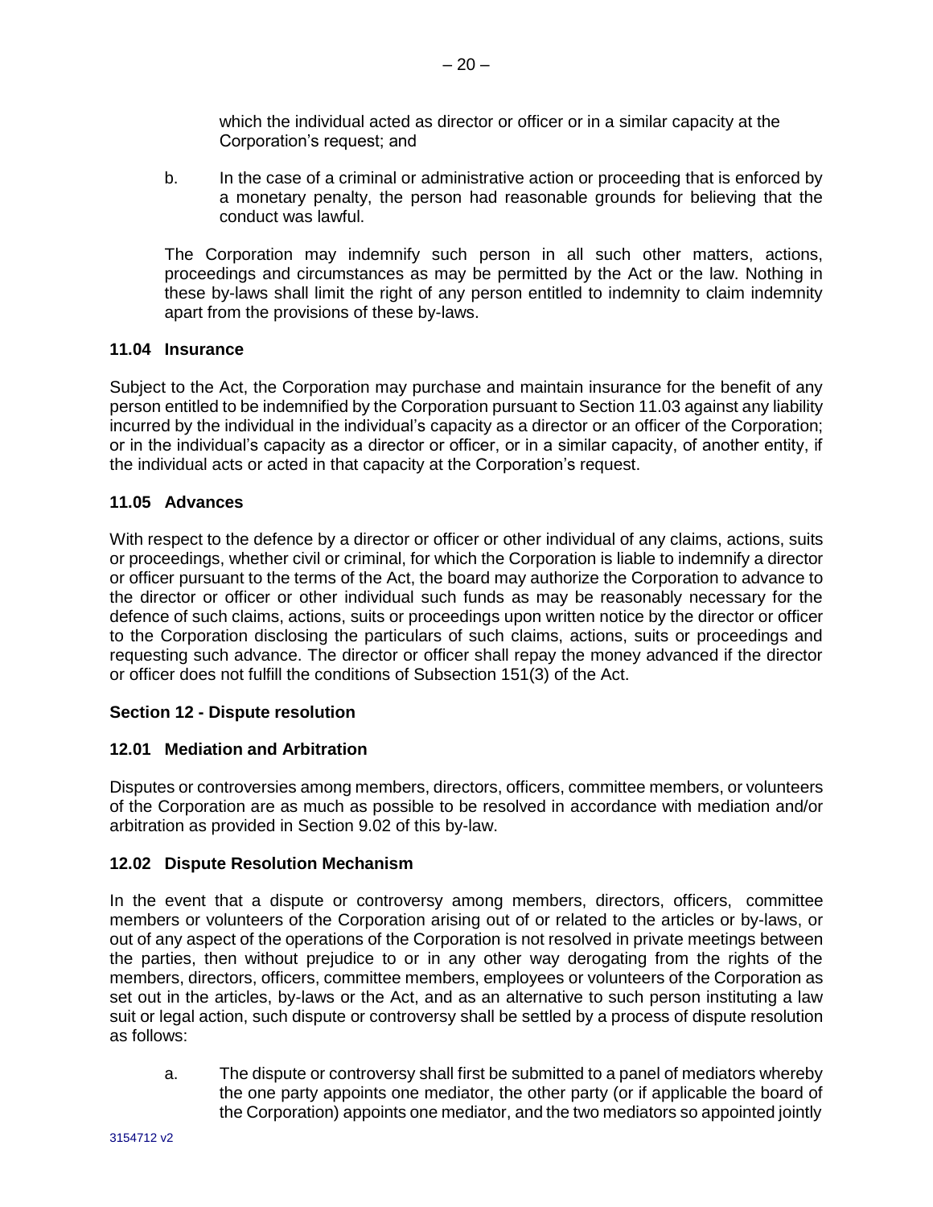which the individual acted as director or officer or in a similar capacity at the Corporation's request; and

b. In the case of a criminal or administrative action or proceeding that is enforced by a monetary penalty, the person had reasonable grounds for believing that the conduct was lawful.

The Corporation may indemnify such person in all such other matters, actions, proceedings and circumstances as may be permitted by the Act or the law. Nothing in these by-laws shall limit the right of any person entitled to indemnity to claim indemnity apart from the provisions of these by-laws.

**11.04 Insurance**

Subject to the Act, the Corporation may purchase and maintain insurance for the benefit of any person entitled to be indemnified by the Corporation pursuant to Section 11.03 against any liability incurred by the individual in the individual's capacity as a director or an officer of the Corporation; or in the individual's capacity as a director or officer, or in a similar capacity, of another entity, if the individual acts or acted in that capacity at the Corporation's request.

**11.05 Advances**

With respect to the defence by a director or officer or other individual of any claims, actions, suits or proceedings, whether civil or criminal, for which the Corporation is liable to indemnify a director or officer pursuant to the terms of the Act, the board may authorize the Corporation to advance to the director or officer or other individual such funds as may be reasonably necessary for the defence of such claims, actions, suits or proceedings upon written notice by the director or officer to the Corporation disclosing the particulars of such claims, actions, suits or proceedings and requesting such advance. The director or officer shall repay the money advanced if the director or officer does not fulfill the conditions of Subsection 151(3) of the Act.

**Section 12 - Dispute resolution**

**12.01 Mediation and Arbitration**

Disputes or controversies among members, directors, officers, committee members, or volunteers of the Corporation are as much as possible to be resolved in accordance with mediation and/or arbitration as provided in Section 9.02 of this by-law.

**12.02 Dispute Resolution Mechanism**

In the event that a dispute or controversy among members, directors, officers, committee members or volunteers of the Corporation arising out of or related to the articles or by-laws, or out of any aspect of the operations of the Corporation is not resolved in private meetings between the parties, then without prejudice to or in any other way derogating from the rights of the members, directors, officers, committee members, employees or volunteers of the Corporation as set out in the articles, by-laws or the Act, and as an alternative to such person instituting a law suit or legal action, such dispute or controversy shall be settled by a process of dispute resolution as follows:

a. The dispute or controversy shall first be submitted to a panel of mediators whereby the one party appoints one mediator, the other party (or if applicable the board of the Corporation) appoints one mediator, and the two mediators so appointed jointly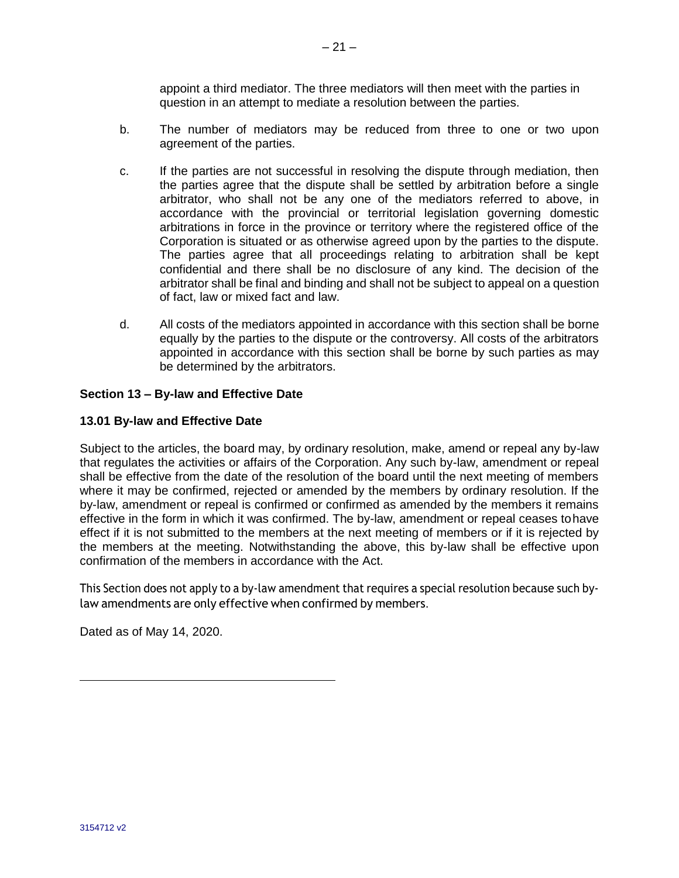appoint a third mediator. The three mediators will then meet with the parties in question in an attempt to mediate a resolution between the parties.

b. The number of mediators may be reduced from three to one or two upon agreement of the parties.

c. If the parties are not successful in resolving the dispute through mediation, then the parties agree that the dispute shall be settled by arbitration before a single arbitrator, who shall not be any one of the mediators referred to above, in accordance with the provincial or territorial legislation governing domestic arbitrations in force in the province or territory where the registered office of the Corporation is situated or as otherwise agreed upon by the parties to the dispute. The parties agree that all proceedings relating to arbitration shall be kept confidential and there shall be no disclosure of any kind. The decision of the arbitrator shall be final and binding and shall not be subject to appeal on a question of fact, law or mixed fact and law.

d. All costs of the mediators appointed in accordance with this section shall be borne equally by the parties to the dispute or the controversy. All costs of the arbitrators appointed in accordance with this section shall be borne by such parties as may be determined by the arbitrators.

## Section 13 – By-law and Effective Date

### 13.01 By-law and Effective Date

Subject to the articles, the board may, by ordinary resolution, make, amend or repeal any by-law that regulates the activities or affairs of the Corporation. Any such by-law, amendment or repeal shall be effective from the date of the resolution of the board until the next meeting of members where it may be confirmed, rejected or amended by the members by ordinary resolution. If the by-law, amendment or repeal is confirmed or confirmed as amended by the members it remains effective in the form in which it was confirmed. The by-law, amendment or repeal ceases to have effect if it is not submitted to the members at the next meeting of members or if it is rejected by the members at the meeting. Notwithstanding the above, this by-law shall be effective upon confirmation of the members in accordance with the Act.

This Section does not apply to a by-law amendment that requires a special resolution because such by-law amendments are only effective when confirmed by members.

Dated as of May 14, 2020.

\_\_\_\_\_\_\_\_\_\_\_\_\_\_\_\_\_\_\_\_\_\_\_\_\_\_\_\_\_\_\_\_\_\_\_\_\_\_\_\_

3154712 v2